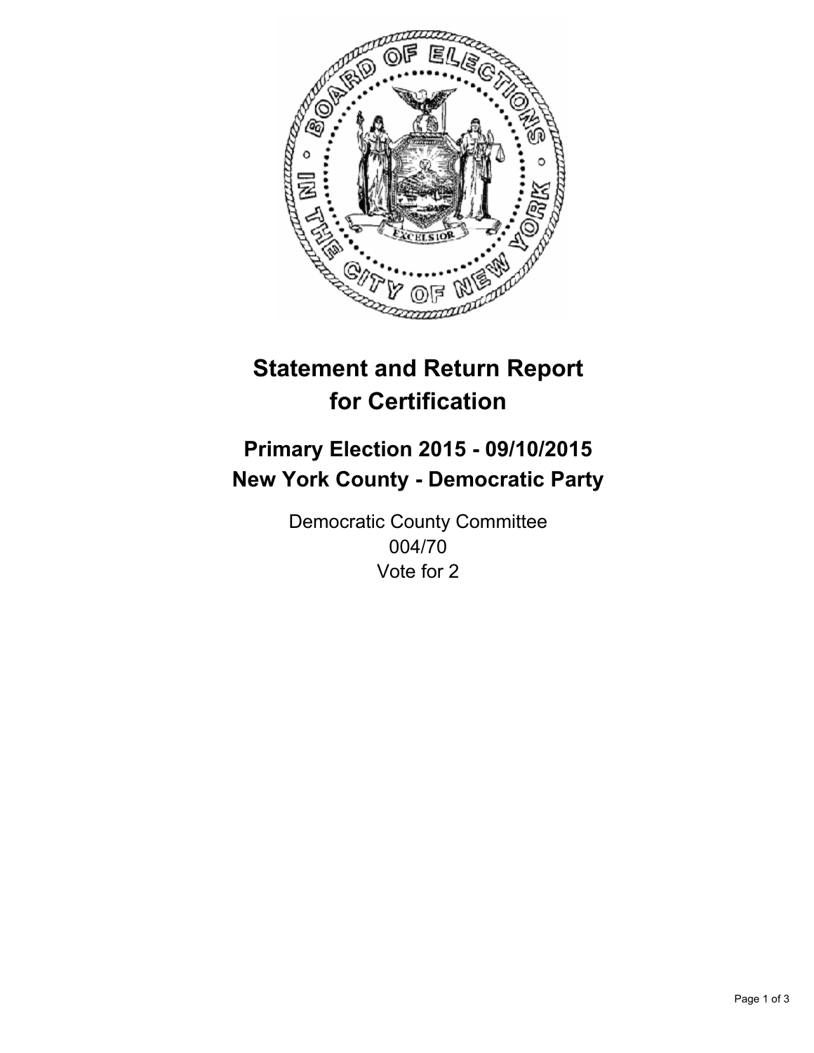# Statement and Return Report for Certification

## Primary Election 2015 - 09/10/2015
## New York County - Democratic Party

Democratic County Committee
004/70
Vote for 2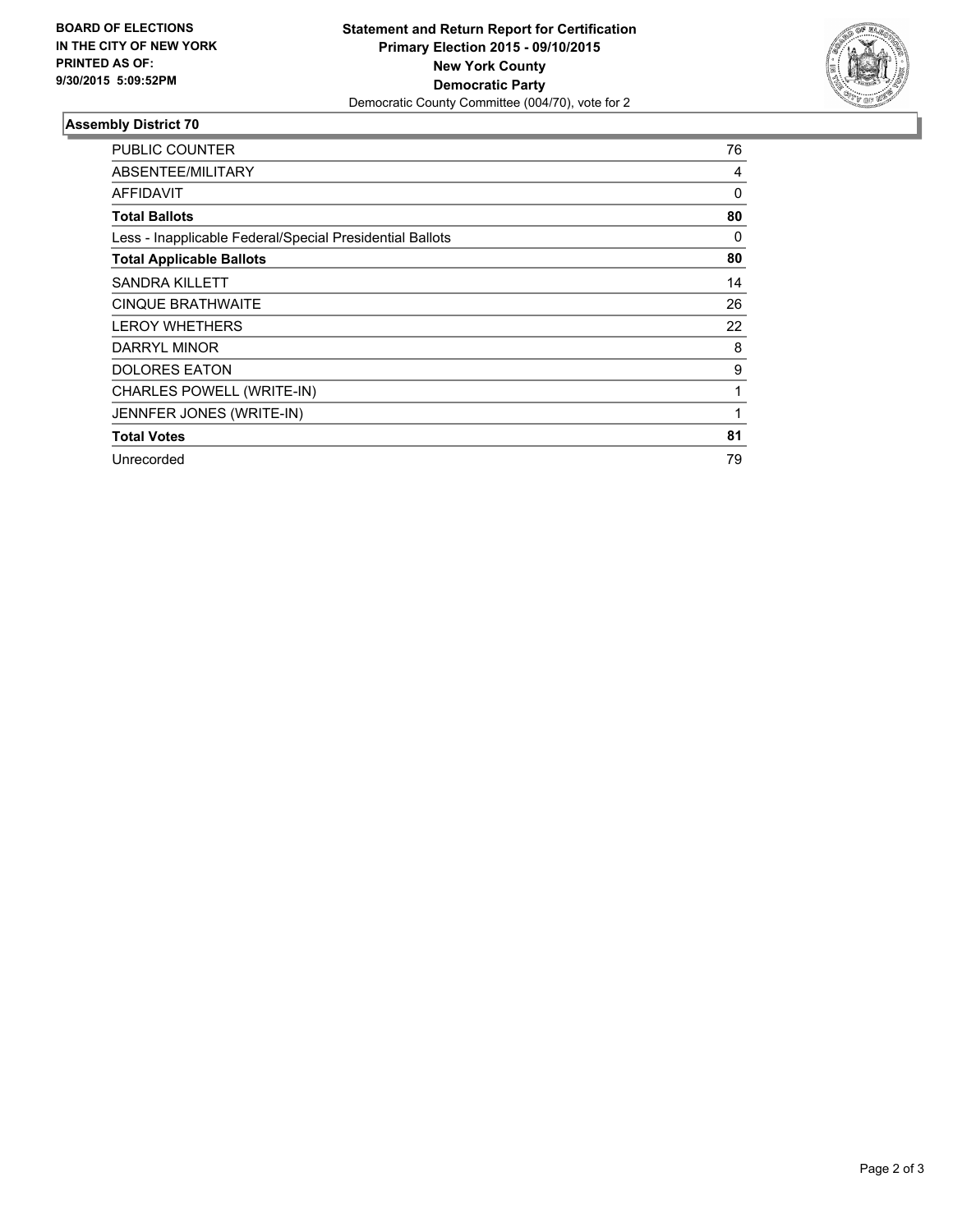**BOARD OF ELECTIONS IN THE CITY OF NEW YORK PRINTED AS OF: 9/30/2015 5:09:52PM**

**Statement and Return Report for Certification**
**Primary Election 2015 - 09/10/2015**
**New York County**
**Democratic Party**
Democratic County Committee (004/70), vote for 2

### Assembly District 70

| | |
|---|---|
| PUBLIC COUNTER | 76 |
| ABSENTEE/MILITARY | 4 |
| AFFIDAVIT | 0 |
| **Total Ballots** | **80** |
| Less - Inapplicable Federal/Special Presidential Ballots | 0 |
| **Total Applicable Ballots** | **80** |
| SANDRA KILLETT | 14 |
| CINQUE BRATHWAITE | 26 |
| LEROY WHETHERS | 22 |
| DARRYL MINOR | 8 |
| DOLORES EATON | 9 |
| CHARLES POWELL (WRITE-IN) | 1 |
| JENNFER JONES (WRITE-IN) | 1 |
| **Total Votes** | **81** |
| Unrecorded | 79 |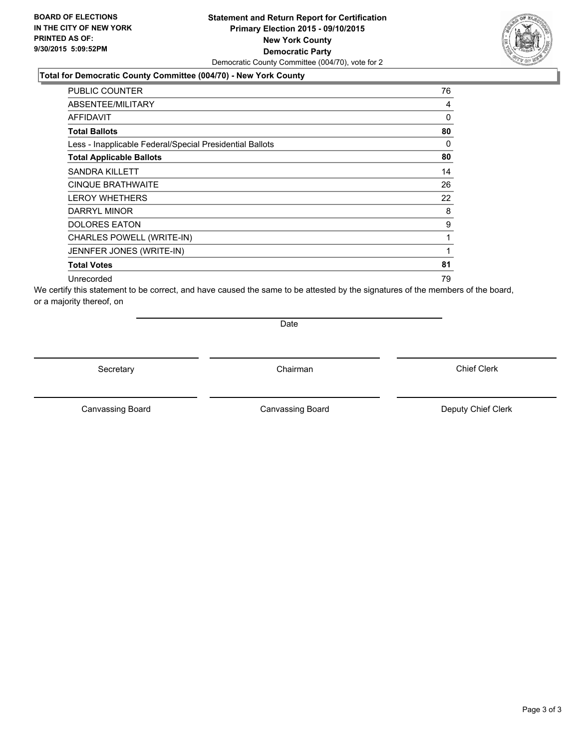**BOARD OF ELECTIONS IN THE CITY OF NEW YORK PRINTED AS OF: 9/30/2015 5:09:52PM**

**Statement and Return Report for Certification**
**Primary Election 2015 - 09/10/2015**
**New York County**
**Democratic Party**
Democratic County Committee (004/70), vote for 2

### Total for Democratic County Committee (004/70) - New York County

| | |
|---|---|
| PUBLIC COUNTER | 76 |
| ABSENTEE/MILITARY | 4 |
| AFFIDAVIT | 0 |
| **Total Ballots** | **80** |
| Less - Inapplicable Federal/Special Presidential Ballots | 0 |
| **Total Applicable Ballots** | **80** |
| SANDRA KILLETT | 14 |
| CINQUE BRATHWAITE | 26 |
| LEROY WHETHERS | 22 |
| DARRYL MINOR | 8 |
| DOLORES EATON | 9 |
| CHARLES POWELL (WRITE-IN) | 1 |
| JENNFER JONES (WRITE-IN) | 1 |
| **Total Votes** | **81** |
| Unrecorded | 79 |

We certify this statement to be correct, and have caused the same to be attested by the signatures of the members of the board, or a majority thereof, on

Date

Secretary

Chairman

Chief Clerk

Canvassing Board

Canvassing Board

Deputy Chief Clerk